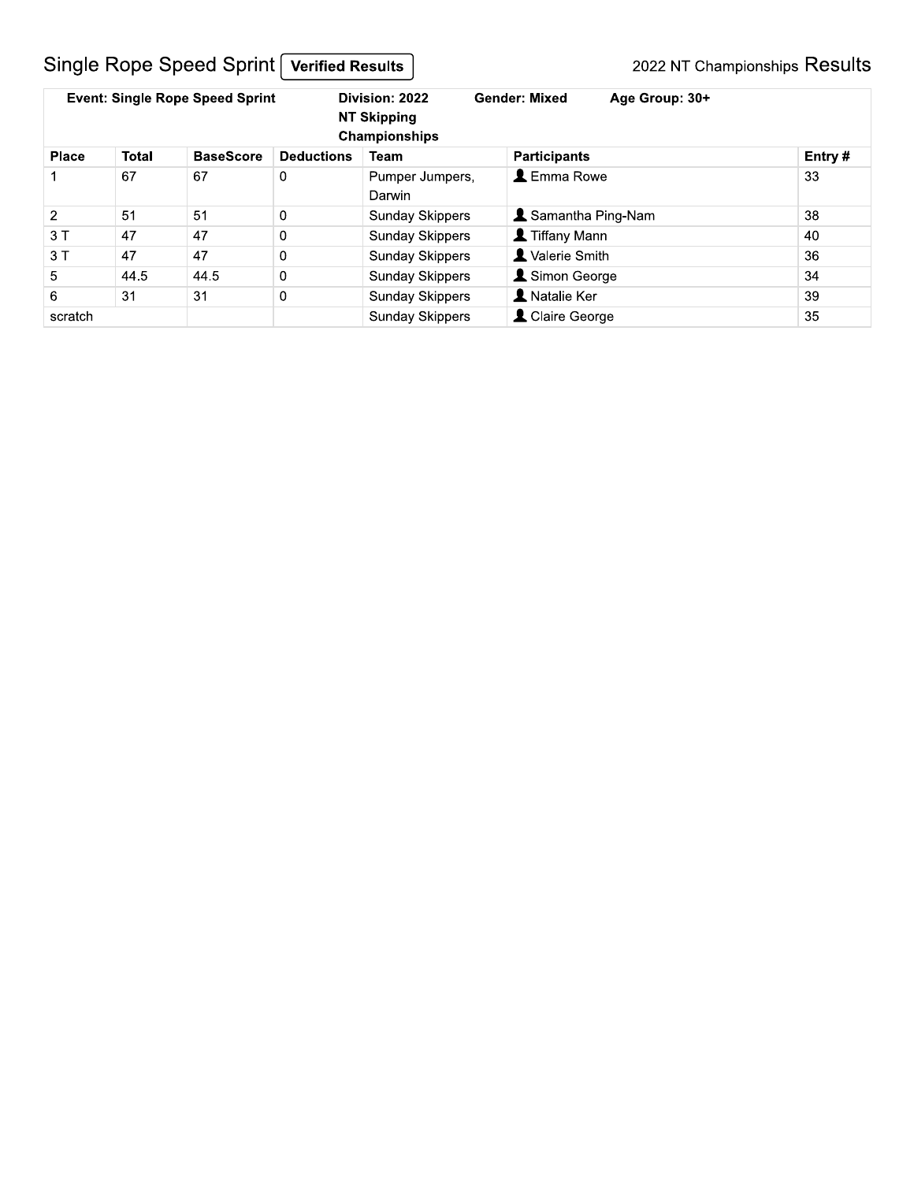# Single Rope Speed Sprint **Verified Results**

2022 NT Championships Results

| **Event: Single Rope Speed Sprint** | **Division: 2022 NT Skipping Championships** | **Gender: Mixed** | **Age Group: 30+** |
|---|---|---|---|

| Place | Total | BaseScore | Deductions | Team | Participants | Entry # |
|---|---|---|---|---|---|---|
| 1 | 67 | 67 | 0 | Pumper Jumpers, Darwin | Emma Rowe | 33 |
| 2 | 51 | 51 | 0 | Sunday Skippers | Samantha Ping-Nam | 38 |
| 3 T | 47 | 47 | 0 | Sunday Skippers | Tiffany Mann | 40 |
| 3 T | 47 | 47 | 0 | Sunday Skippers | Valerie Smith | 36 |
| 5 | 44.5 | 44.5 | 0 | Sunday Skippers | Simon George | 34 |
| 6 | 31 | 31 | 0 | Sunday Skippers | Natalie Ker | 39 |
| scratch | | | | Sunday Skippers | Claire George | 35 |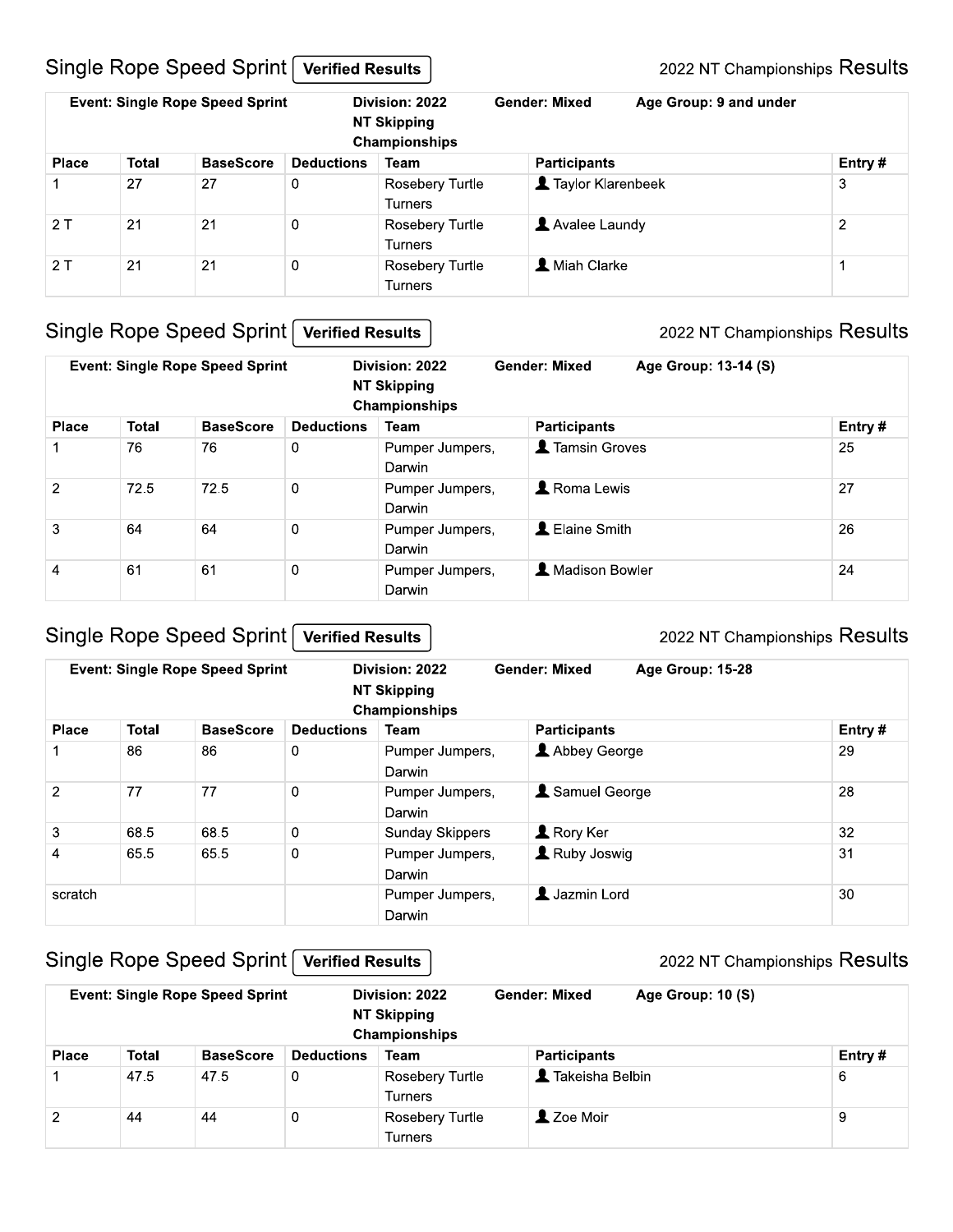## Single Rope Speed Sprint Verified Results

2022 NT Championships Results

| Event: Single Rope Speed Sprint | Division: 2022 NT Skipping Championships | Gender: Mixed | Age Group: 9 and under |
|---|---|---|---|

| Place | Total | BaseScore | Deductions | Team | Participants | Entry # |
|---|---|---|---|---|---|---|
| 1 | 27 | 27 | 0 | Rosebery Turtle Turners | Taylor Klarenbeek | 3 |
| 2 T | 21 | 21 | 0 | Rosebery Turtle Turners | Avalee Laundy | 2 |
| 2 T | 21 | 21 | 0 | Rosebery Turtle Turners | Miah Clarke | 1 |

## Single Rope Speed Sprint Verified Results

2022 NT Championships Results

| Event: Single Rope Speed Sprint | Division: 2022 NT Skipping Championships | Gender: Mixed | Age Group: 13-14 (S) |
|---|---|---|---|

| Place | Total | BaseScore | Deductions | Team | Participants | Entry # |
|---|---|---|---|---|---|---|
| 1 | 76 | 76 | 0 | Pumper Jumpers, Darwin | Tamsin Groves | 25 |
| 2 | 72.5 | 72.5 | 0 | Pumper Jumpers, Darwin | Roma Lewis | 27 |
| 3 | 64 | 64 | 0 | Pumper Jumpers, Darwin | Elaine Smith | 26 |
| 4 | 61 | 61 | 0 | Pumper Jumpers, Darwin | Madison Bowler | 24 |

## Single Rope Speed Sprint Verified Results

2022 NT Championships Results

| Event: Single Rope Speed Sprint | Division: 2022 NT Skipping Championships | Gender: Mixed | Age Group: 15-28 |
|---|---|---|---|

| Place | Total | BaseScore | Deductions | Team | Participants | Entry # |
|---|---|---|---|---|---|---|
| 1 | 86 | 86 | 0 | Pumper Jumpers, Darwin | Abbey George | 29 |
| 2 | 77 | 77 | 0 | Pumper Jumpers, Darwin | Samuel George | 28 |
| 3 | 68.5 | 68.5 | 0 | Sunday Skippers | Rory Ker | 32 |
| 4 | 65.5 | 65.5 | 0 | Pumper Jumpers, Darwin | Ruby Joswig | 31 |
| scratch | | | | Pumper Jumpers, Darwin | Jazmin Lord | 30 |

## Single Rope Speed Sprint Verified Results

2022 NT Championships Results

| Event: Single Rope Speed Sprint | Division: 2022 NT Skipping Championships | Gender: Mixed | Age Group: 10 (S) |
|---|---|---|---|

| Place | Total | BaseScore | Deductions | Team | Participants | Entry # |
|---|---|---|---|---|---|---|
| 1 | 47.5 | 47.5 | 0 | Rosebery Turtle Turners | Takeisha Belbin | 6 |
| 2 | 44 | 44 | 0 | Rosebery Turtle Turners | Zoe Moir | 9 |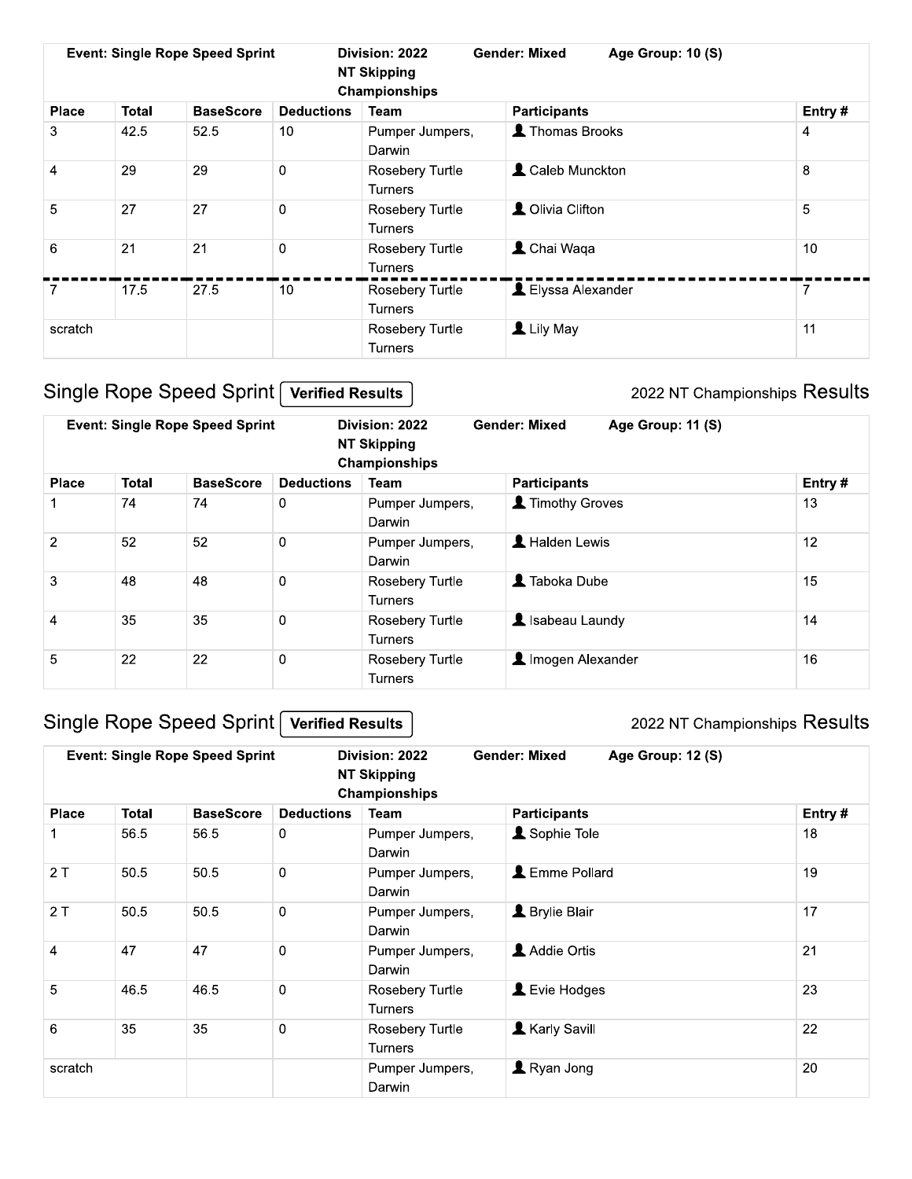| Event: Single Rope Speed Sprint | | | | Division: 2022 NT Skipping Championships | Gender: Mixed Age Group: 10 (S) | |
|---|---|---|---|---|---|---|
| **Place** | **Total** | **BaseScore** | **Deductions** | **Team** | **Participants** | **Entry #** |
| 3 | 42.5 | 52.5 | 10 | Pumper Jumpers, Darwin | Thomas Brooks | 4 |
| 4 | 29 | 29 | 0 | Rosebery Turtle Turners | Caleb Munckton | 8 |
| 5 | 27 | 27 | 0 | Rosebery Turtle Turners | Olivia Clifton | 5 |
| 6 | 21 | 21 | 0 | Rosebery Turtle Turners | Chai Waqa | 10 |
| 7 | 17.5 | 27.5 | 10 | Rosebery Turtle Turners | Elyssa Alexander | 7 |
| scratch | | | | Rosebery Turtle Turners | Lily May | 11 |

## Single Rope Speed Sprint **Verified Results**

2022 NT Championships Results

| Event: Single Rope Speed Sprint | | | | Division: 2022 NT Skipping Championships | Gender: Mixed Age Group: 11 (S) | |
|---|---|---|---|---|---|---|
| **Place** | **Total** | **BaseScore** | **Deductions** | **Team** | **Participants** | **Entry #** |
| 1 | 74 | 74 | 0 | Pumper Jumpers, Darwin | Timothy Groves | 13 |
| 2 | 52 | 52 | 0 | Pumper Jumpers, Darwin | Halden Lewis | 12 |
| 3 | 48 | 48 | 0 | Rosebery Turtle Turners | Taboka Dube | 15 |
| 4 | 35 | 35 | 0 | Rosebery Turtle Turners | Isabeau Laundy | 14 |
| 5 | 22 | 22 | 0 | Rosebery Turtle Turners | Imogen Alexander | 16 |

## Single Rope Speed Sprint **Verified Results**

2022 NT Championships Results

| Event: Single Rope Speed Sprint | | | | Division: 2022 NT Skipping Championships | Gender: Mixed Age Group: 12 (S) | |
|---|---|---|---|---|---|---|
| **Place** | **Total** | **BaseScore** | **Deductions** | **Team** | **Participants** | **Entry #** |
| 1 | 56.5 | 56.5 | 0 | Pumper Jumpers, Darwin | Sophie Tole | 18 |
| 2 T | 50.5 | 50.5 | 0 | Pumper Jumpers, Darwin | Emme Pollard | 19 |
| 2 T | 50.5 | 50.5 | 0 | Pumper Jumpers, Darwin | Brylie Blair | 17 |
| 4 | 47 | 47 | 0 | Pumper Jumpers, Darwin | Addie Ortis | 21 |
| 5 | 46.5 | 46.5 | 0 | Rosebery Turtle Turners | Evie Hodges | 23 |
| 6 | 35 | 35 | 0 | Rosebery Turtle Turners | Karly Savill | 22 |
| scratch | | | | Pumper Jumpers, Darwin | Ryan Jong | 20 |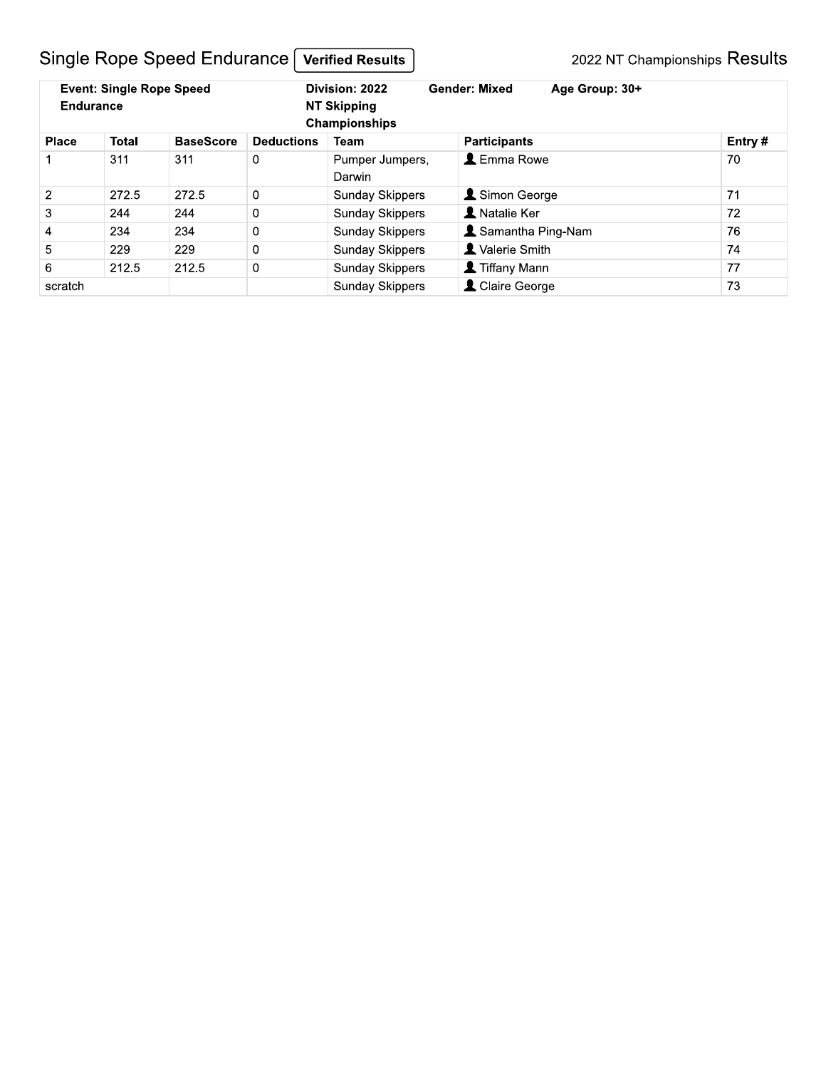# Single Rope Speed Endurance **Verified Results**

2022 NT Championships **Results**

| **Event: Single Rope Speed Endurance** | **Division: 2022 NT Skipping Championships** | **Gender: Mixed** | **Age Group: 30+** |
|---|---|---|---|

| Place | Total | BaseScore | Deductions | Team | Participants | Entry # |
|---|---|---|---|---|---|---|
| 1 | 311 | 311 | 0 | Pumper Jumpers, Darwin | Emma Rowe | 70 |
| 2 | 272.5 | 272.5 | 0 | Sunday Skippers | Simon George | 71 |
| 3 | 244 | 244 | 0 | Sunday Skippers | Natalie Ker | 72 |
| 4 | 234 | 234 | 0 | Sunday Skippers | Samantha Ping-Nam | 76 |
| 5 | 229 | 229 | 0 | Sunday Skippers | Valerie Smith | 74 |
| 6 | 212.5 | 212.5 | 0 | Sunday Skippers | Tiffany Mann | 77 |
| scratch | | | | Sunday Skippers | Claire George | 73 |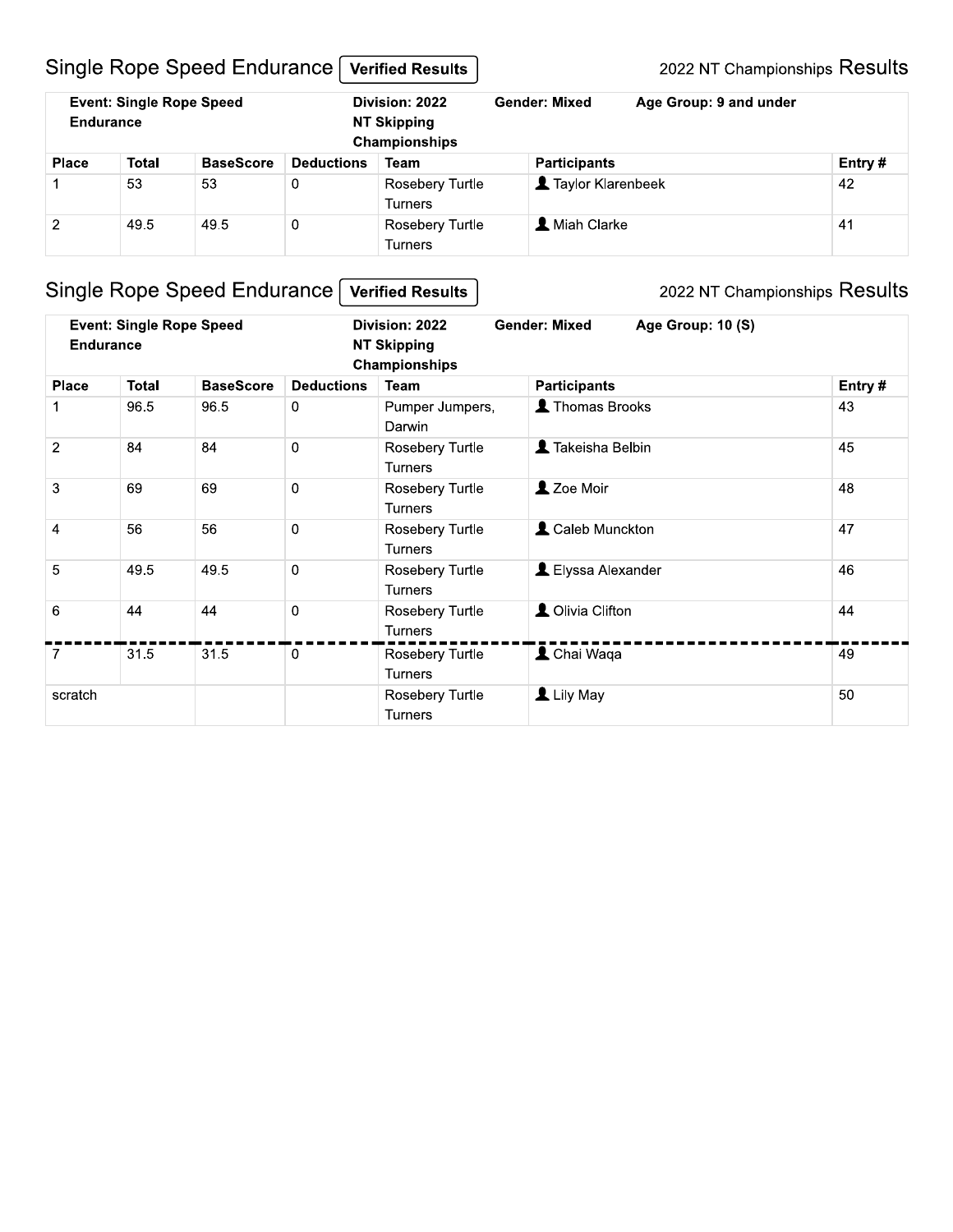## Single Rope Speed Endurance **Verified Results**

2022 NT Championships Results

| **Event: Single Rope Speed Endurance** | | | **Division: 2022 NT Skipping Championships** | **Gender: Mixed** | **Age Group: 9 and under** | |
|---|---|---|---|---|---|---|
| **Place** | **Total** | **BaseScore** | **Deductions** | **Team** | **Participants** | **Entry #** |
| 1 | 53 | 53 | 0 | Rosebery Turtle Turners | Taylor Klarenbeek | 42 |
| 2 | 49.5 | 49.5 | 0 | Rosebery Turtle Turners | Miah Clarke | 41 |

## Single Rope Speed Endurance **Verified Results**

2022 NT Championships Results

| **Event: Single Rope Speed Endurance** | | | **Division: 2022 NT Skipping Championships** | **Gender: Mixed** | **Age Group: 10 (S)** | |
|---|---|---|---|---|---|---|
| **Place** | **Total** | **BaseScore** | **Deductions** | **Team** | **Participants** | **Entry #** |
| 1 | 96.5 | 96.5 | 0 | Pumper Jumpers, Darwin | Thomas Brooks | 43 |
| 2 | 84 | 84 | 0 | Rosebery Turtle Turners | Takeisha Belbin | 45 |
| 3 | 69 | 69 | 0 | Rosebery Turtle Turners | Zoe Moir | 48 |
| 4 | 56 | 56 | 0 | Rosebery Turtle Turners | Caleb Munckton | 47 |
| 5 | 49.5 | 49.5 | 0 | Rosebery Turtle Turners | Elyssa Alexander | 46 |
| 6 | 44 | 44 | 0 | Rosebery Turtle Turners | Olivia Clifton | 44 |
| 7 | 31.5 | 31.5 | 0 | Rosebery Turtle Turners | Chai Waqa | 49 |
| scratch | | | | Rosebery Turtle Turners | Lily May | 50 |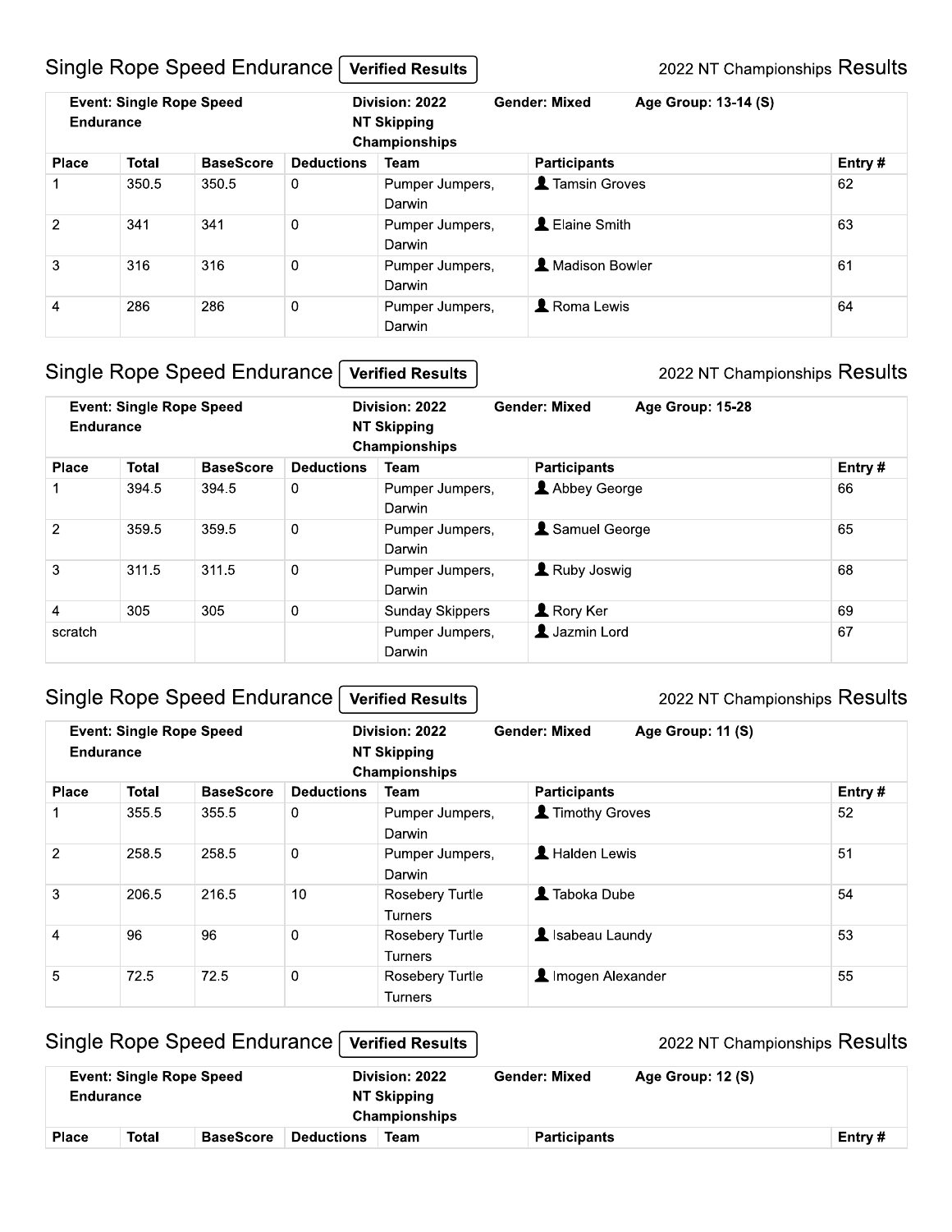## Single Rope Speed Endurance **Verified Results**

2022 NT Championships Results

| Event: Single Rope Speed Endurance | Division: 2022 NT Skipping Championships | Gender: Mixed | Age Group: 13-14 (S) |
|---|---|---|---|

| Place | Total | BaseScore | Deductions | Team | Participants | Entry # |
|---|---|---|---|---|---|---|
| 1 | 350.5 | 350.5 | 0 | Pumper Jumpers, Darwin | Tamsin Groves | 62 |
| 2 | 341 | 341 | 0 | Pumper Jumpers, Darwin | Elaine Smith | 63 |
| 3 | 316 | 316 | 0 | Pumper Jumpers, Darwin | Madison Bowler | 61 |
| 4 | 286 | 286 | 0 | Pumper Jumpers, Darwin | Roma Lewis | 64 |

## Single Rope Speed Endurance **Verified Results**

2022 NT Championships Results

| Event: Single Rope Speed Endurance | Division: 2022 NT Skipping Championships | Gender: Mixed | Age Group: 15-28 |
|---|---|---|---|

| Place | Total | BaseScore | Deductions | Team | Participants | Entry # |
|---|---|---|---|---|---|---|
| 1 | 394.5 | 394.5 | 0 | Pumper Jumpers, Darwin | Abbey George | 66 |
| 2 | 359.5 | 359.5 | 0 | Pumper Jumpers, Darwin | Samuel George | 65 |
| 3 | 311.5 | 311.5 | 0 | Pumper Jumpers, Darwin | Ruby Joswig | 68 |
| 4 | 305 | 305 | 0 | Sunday Skippers | Rory Ker | 69 |
| scratch | | | | Pumper Jumpers, Darwin | Jazmin Lord | 67 |

## Single Rope Speed Endurance **Verified Results**

2022 NT Championships Results

| Event: Single Rope Speed Endurance | Division: 2022 NT Skipping Championships | Gender: Mixed | Age Group: 11 (S) |
|---|---|---|---|

| Place | Total | BaseScore | Deductions | Team | Participants | Entry # |
|---|---|---|---|---|---|---|
| 1 | 355.5 | 355.5 | 0 | Pumper Jumpers, Darwin | Timothy Groves | 52 |
| 2 | 258.5 | 258.5 | 0 | Pumper Jumpers, Darwin | Halden Lewis | 51 |
| 3 | 206.5 | 216.5 | 10 | Rosebery Turtle Turners | Taboka Dube | 54 |
| 4 | 96 | 96 | 0 | Rosebery Turtle Turners | Isabeau Laundy | 53 |
| 5 | 72.5 | 72.5 | 0 | Rosebery Turtle Turners | Imogen Alexander | 55 |

## Single Rope Speed Endurance **Verified Results**

2022 NT Championships Results

| Event: Single Rope Speed Endurance | Division: 2022 NT Skipping Championships | Gender: Mixed | Age Group: 12 (S) |
|---|---|---|---|

| Place | Total | BaseScore | Deductions | Team | Participants | Entry # |
|---|---|---|---|---|---|---|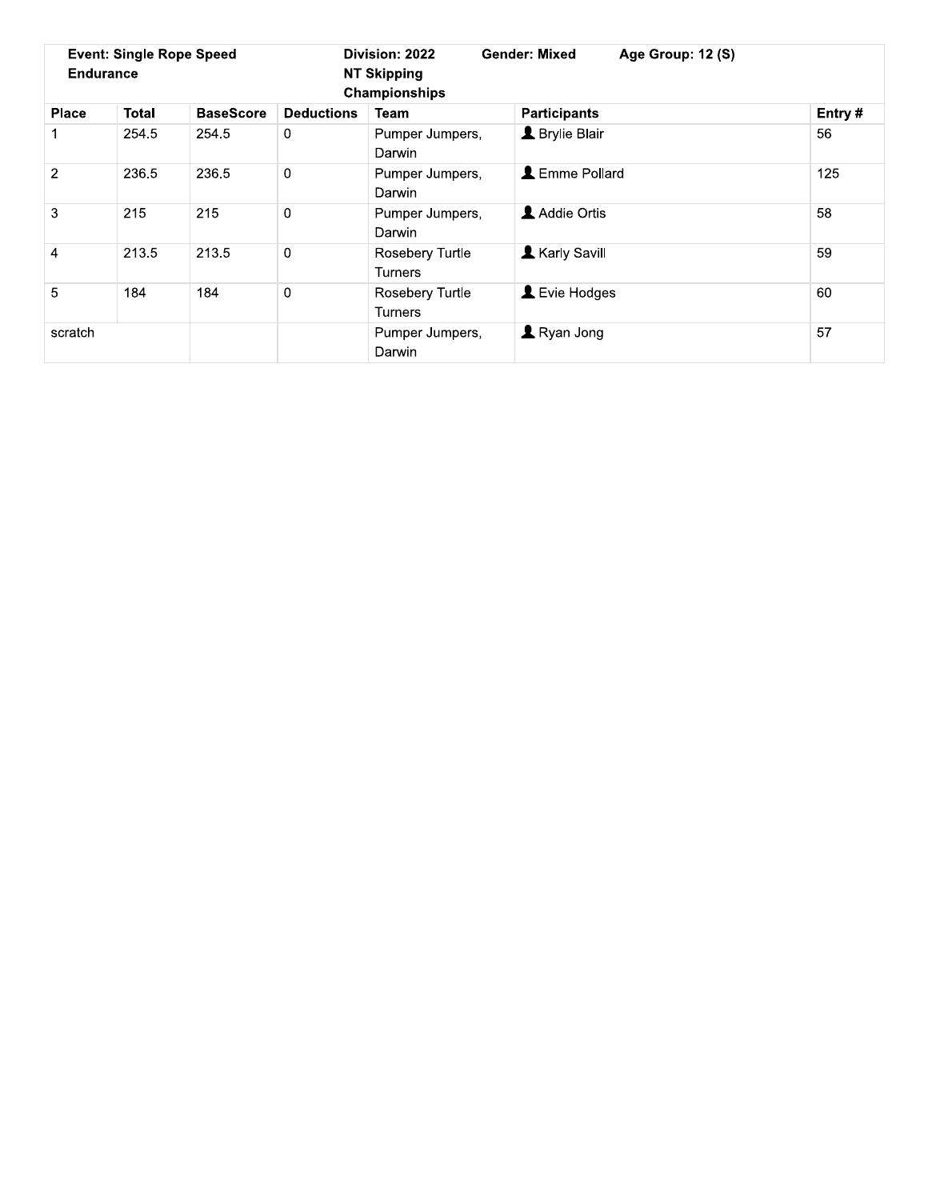| Event: Single Rope Speed Endurance | | | | Division: 2022 NT Skipping Championships | Gender: Mixed | Age Group: 12 (S) |
|---|---|---|---|---|---|---|
| **Place** | **Total** | **BaseScore** | **Deductions** | **Team** | **Participants** | **Entry #** |
| 1 | 254.5 | 254.5 | 0 | Pumper Jumpers, Darwin | Brylie Blair | 56 |
| 2 | 236.5 | 236.5 | 0 | Pumper Jumpers, Darwin | Emme Pollard | 125 |
| 3 | 215 | 215 | 0 | Pumper Jumpers, Darwin | Addie Ortis | 58 |
| 4 | 213.5 | 213.5 | 0 | Rosebery Turtle Turners | Karly Savill | 59 |
| 5 | 184 | 184 | 0 | Rosebery Turtle Turners | Evie Hodges | 60 |
| scratch | | | | Pumper Jumpers, Darwin | Ryan Jong | 57 |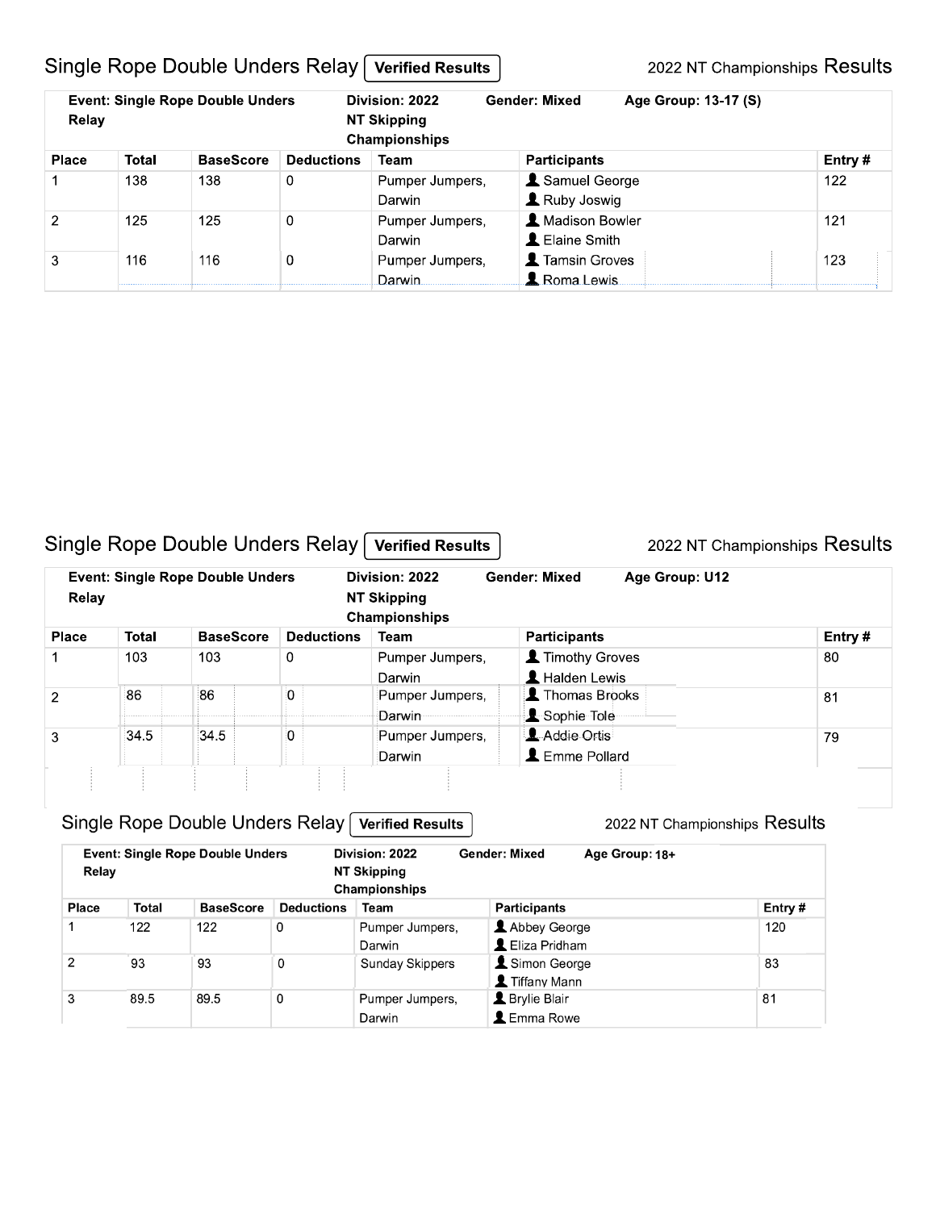## Single Rope Double Unders Relay **Verified Results**

2022 NT Championships Results

| Event: Single Rope Double Unders Relay | Division: 2022 NT Skipping Championships | Gender: Mixed | Age Group: 13-17 (S) |
|---|---|---|---|

| Place | Total | BaseScore | Deductions | Team | Participants | Entry # |
|---|---|---|---|---|---|---|
| 1 | 138 | 138 | 0 | Pumper Jumpers, Darwin | Samuel George<br>Ruby Joswig | 122 |
| 2 | 125 | 125 | 0 | Pumper Jumpers, Darwin | Madison Bowler<br>Elaine Smith | 121 |
| 3 | 116 | 116 | 0 | Pumper Jumpers, Darwin | Tamsin Groves<br>Roma Lewis | 123 |

## Single Rope Double Unders Relay **Verified Results**

2022 NT Championships Results

| Event: Single Rope Double Unders Relay | Division: 2022 NT Skipping Championships | Gender: Mixed | Age Group: U12 |
|---|---|---|---|

| Place | Total | BaseScore | Deductions | Team | Participants | Entry # |
|---|---|---|---|---|---|---|
| 1 | 103 | 103 | 0 | Pumper Jumpers, Darwin | Timothy Groves<br>Halden Lewis | 80 |
| 2 | 86 | 86 | 0 | Pumper Jumpers, Darwin | Thomas Brooks<br>Sophie Tole | 81 |
| 3 | 34.5 | 34.5 | 0 | Pumper Jumpers, Darwin | Addie Ortis<br>Emme Pollard | 79 |

## Single Rope Double Unders Relay **Verified Results**

2022 NT Championships Results

| Event: Single Rope Double Unders Relay | Division: 2022 NT Skipping Championships | Gender: Mixed | Age Group: 18+ |
|---|---|---|---|

| Place | Total | BaseScore | Deductions | Team | Participants | Entry # |
|---|---|---|---|---|---|---|
| 1 | 122 | 122 | 0 | Pumper Jumpers, Darwin | Abbey George<br>Eliza Pridham | 120 |
| 2 | 93 | 93 | 0 | Sunday Skippers | Simon George<br>Tiffany Mann | 83 |
| 3 | 89.5 | 89.5 | 0 | Pumper Jumpers, Darwin | Brylie Blair<br>Emma Rowe | 81 |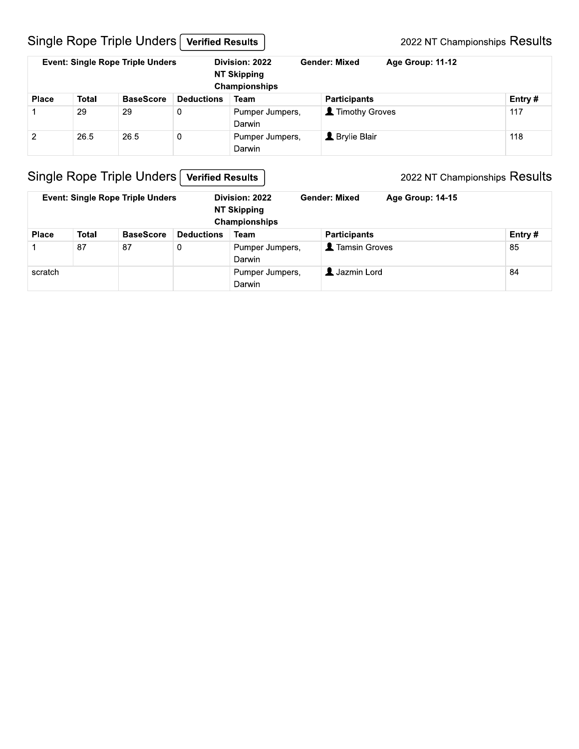## Single Rope Triple Unders **Verified Results**

2022 NT Championships Results

**Event: Single Rope Triple Unders** | **Division: 2022 NT Skipping Championships** | **Gender: Mixed** | **Age Group: 11-12**

| Place | Total | BaseScore | Deductions | Team | Participants | Entry # |
|---|---|---|---|---|---|---|
| 1 | 29 | 29 | 0 | Pumper Jumpers, Darwin | Timothy Groves | 117 |
| 2 | 26.5 | 26.5 | 0 | Pumper Jumpers, Darwin | Brylie Blair | 118 |

## Single Rope Triple Unders **Verified Results**

2022 NT Championships Results

**Event: Single Rope Triple Unders** | **Division: 2022 NT Skipping Championships** | **Gender: Mixed** | **Age Group: 14-15**

| Place | Total | BaseScore | Deductions | Team | Participants | Entry # |
|---|---|---|---|---|---|---|
| 1 | 87 | 87 | 0 | Pumper Jumpers, Darwin | Tamsin Groves | 85 |
| scratch | | | | Pumper Jumpers, Darwin | Jazmin Lord | 84 |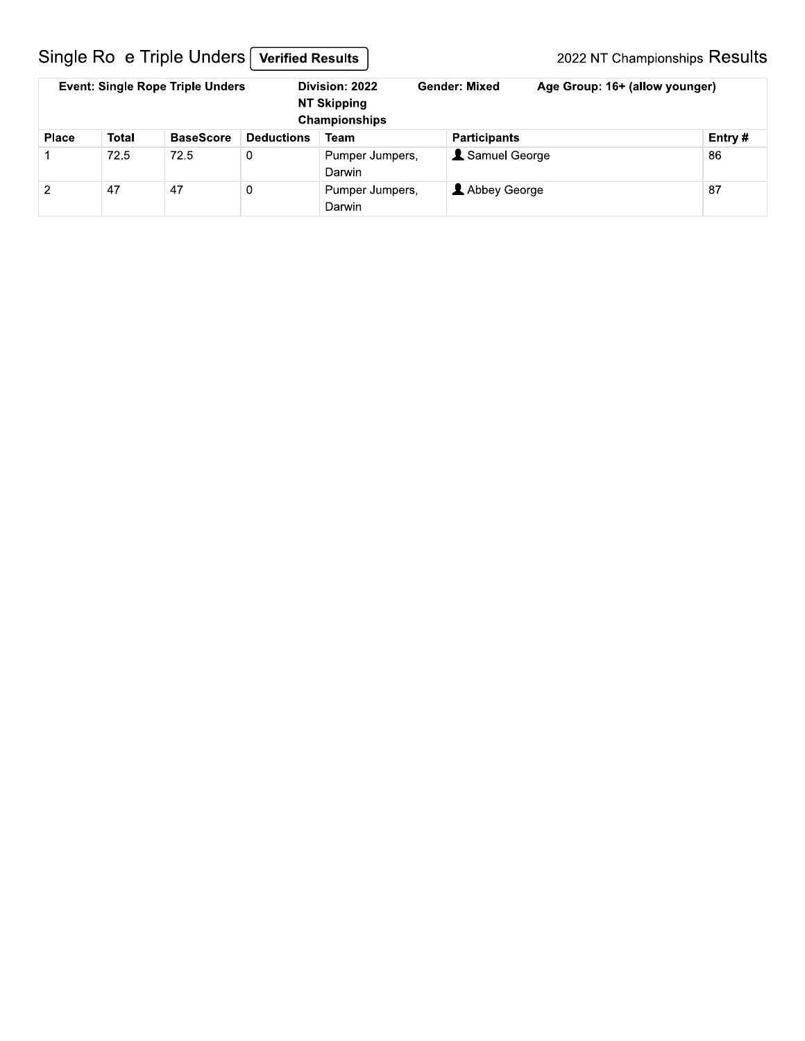# Single Ro e Triple Unders **Verified Results**

2022 NT Championships Results

| **Event: Single Rope Triple Unders** | | | | **Division: 2022 NT Skipping Championships** | **Gender: Mixed** | **Age Group: 16+ (allow younger)** |
|---|---|---|---|---|---|---|
| **Place** | **Total** | **BaseScore** | **Deductions** | **Team** | **Participants** | **Entry #** |
| 1 | 72.5 | 72.5 | 0 | Pumper Jumpers, Darwin | Samuel George | 86 |
| 2 | 47 | 47 | 0 | Pumper Jumpers, Darwin | Abbey George | 87 |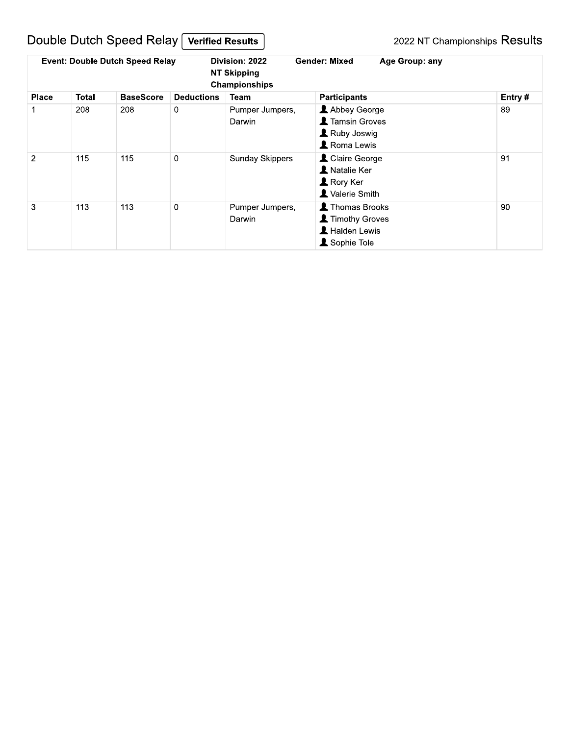# Double Dutch Speed Relay **Verified Results**

2022 NT Championships Results

**Event: Double Dutch Speed Relay** | **Division: 2022 NT Skipping Championships** | **Gender: Mixed** | **Age Group: any**

| Place | Total | BaseScore | Deductions | Team | Participants | Entry # |
|---|---|---|---|---|---|---|
| 1 | 208 | 208 | 0 | Pumper Jumpers, Darwin | Abbey George<br>Tamsin Groves<br>Ruby Joswig<br>Roma Lewis | 89 |
| 2 | 115 | 115 | 0 | Sunday Skippers | Claire George<br>Natalie Ker<br>Rory Ker<br>Valerie Smith | 91 |
| 3 | 113 | 113 | 0 | Pumper Jumpers, Darwin | Thomas Brooks<br>Timothy Groves<br>Halden Lewis<br>Sophie Tole | 90 |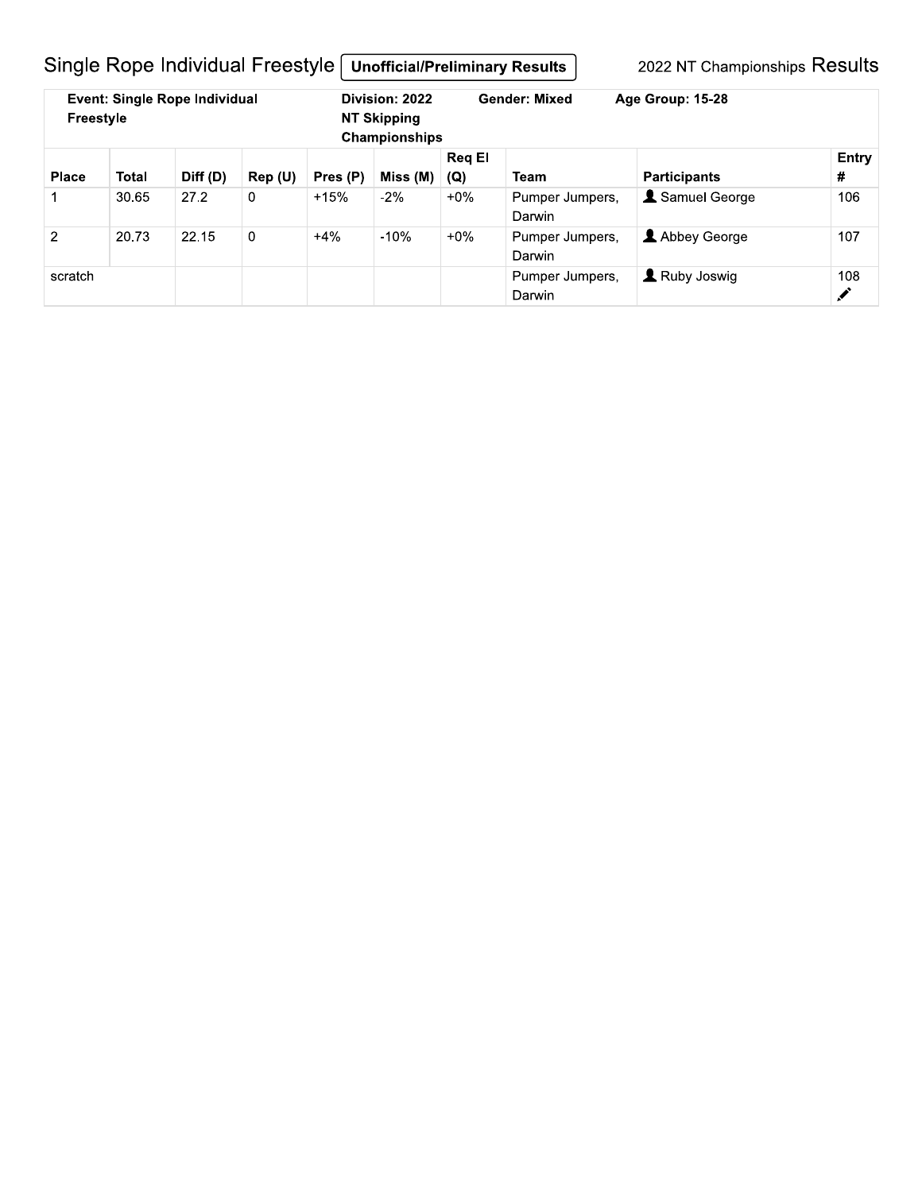# Single Rope Individual Freestyle **Unofficial/Preliminary Results**

2022 NT Championships Results

| **Event: Single Rope Individual Freestyle** | | | | **Division: 2022 NT Skipping Championships** | | **Gender: Mixed** | **Age Group: 15-28** | |
|---|---|---|---|---|---|---|---|---|
| **Place** | **Total** | **Diff (D)** | **Rep (U)** | **Pres (P)** | **Miss (M)** | **Req El (Q)** | **Team** | **Participants** | **Entry #** |
| 1 | 30.65 | 27.2 | 0 | +15% | -2% | +0% | Pumper Jumpers, Darwin | Samuel George | 106 |
| 2 | 20.73 | 22.15 | 0 | +4% | -10% | +0% | Pumper Jumpers, Darwin | Abbey George | 107 |
| scratch | | | | | | | Pumper Jumpers, Darwin | Ruby Joswig | 108 |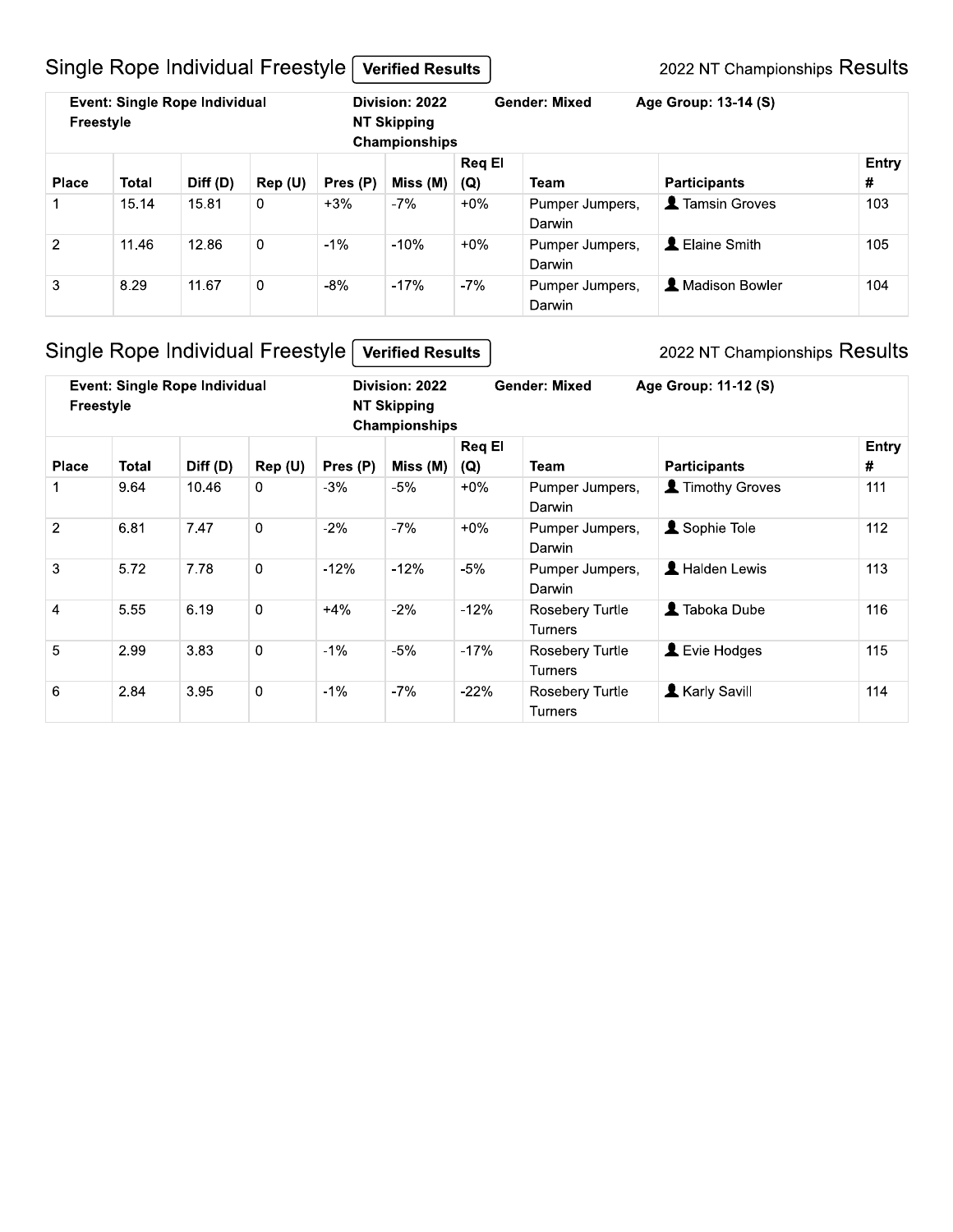## Single Rope Individual Freestyle **Verified Results** 2022 NT Championships Results

**Event: Single Rope Individual Freestyle** | **Division: 2022 NT Skipping Championships** | **Gender: Mixed** | **Age Group: 13-14 (S)**

| Place | Total | Diff (D) | Rep (U) | Pres (P) | Miss (M) | Req El (Q) | Team | Participants | Entry # |
|---|---|---|---|---|---|---|---|---|---|
| 1 | 15.14 | 15.81 | 0 | +3% | -7% | +0% | Pumper Jumpers, Darwin | Tamsin Groves | 103 |
| 2 | 11.46 | 12.86 | 0 | -1% | -10% | +0% | Pumper Jumpers, Darwin | Elaine Smith | 105 |
| 3 | 8.29 | 11.67 | 0 | -8% | -17% | -7% | Pumper Jumpers, Darwin | Madison Bowler | 104 |

## Single Rope Individual Freestyle **Verified Results** 2022 NT Championships Results

**Event: Single Rope Individual Freestyle** | **Division: 2022 NT Skipping Championships** | **Gender: Mixed** | **Age Group: 11-12 (S)**

| Place | Total | Diff (D) | Rep (U) | Pres (P) | Miss (M) | Req El (Q) | Team | Participants | Entry # |
|---|---|---|---|---|---|---|---|---|---|
| 1 | 9.64 | 10.46 | 0 | -3% | -5% | +0% | Pumper Jumpers, Darwin | Timothy Groves | 111 |
| 2 | 6.81 | 7.47 | 0 | -2% | -7% | +0% | Pumper Jumpers, Darwin | Sophie Tole | 112 |
| 3 | 5.72 | 7.78 | 0 | -12% | -12% | -5% | Pumper Jumpers, Darwin | Halden Lewis | 113 |
| 4 | 5.55 | 6.19 | 0 | +4% | -2% | -12% | Rosebery Turtle Turners | Taboka Dube | 116 |
| 5 | 2.99 | 3.83 | 0 | -1% | -5% | -17% | Rosebery Turtle Turners | Evie Hodges | 115 |
| 6 | 2.84 | 3.95 | 0 | -1% | -7% | -22% | Rosebery Turtle Turners | Karly Savill | 114 |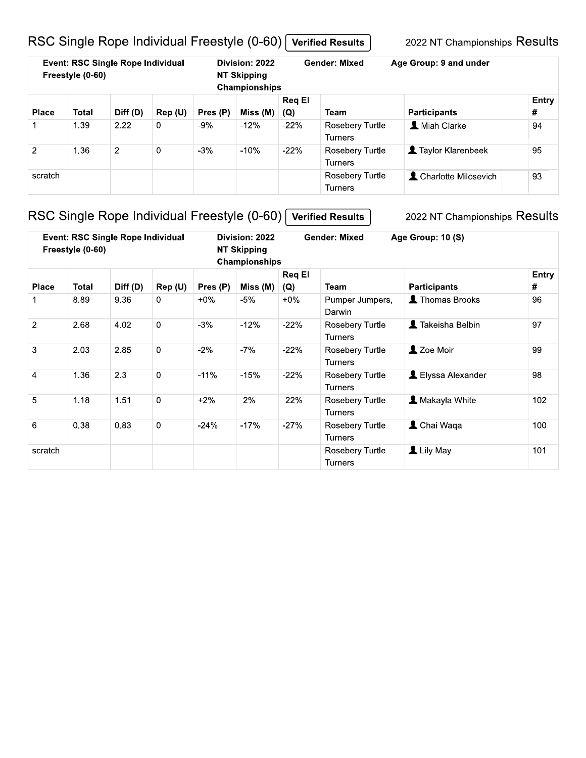## RSC Single Rope Individual Freestyle (0-60) Verified Results

2022 NT Championships Results

| **Event: RSC Single Rope Individual Freestyle (0-60)** | **Division: 2022 NT Skipping Championships** | **Gender: Mixed** | **Age Group: 9 and under** |
|---|---|---|---|

| Place | Total | Diff (D) | Rep (U) | Pres (P) | Miss (M) | Req El (Q) | Team | Participants | Entry # |
|---|---|---|---|---|---|---|---|---|---|
| 1 | 1.39 | 2.22 | 0 | -9% | -12% | -22% | Rosebery Turtle Turners | Miah Clarke | 94 |
| 2 | 1.36 | 2 | 0 | -3% | -10% | -22% | Rosebery Turtle Turners | Taylor Klarenbeek | 95 |
| scratch | | | | | | | Rosebery Turtle Turners | Charlotte Milosevich | 93 |

## RSC Single Rope Individual Freestyle (0-60) Verified Results

2022 NT Championships Results

| **Event: RSC Single Rope Individual Freestyle (0-60)** | **Division: 2022 NT Skipping Championships** | **Gender: Mixed** | **Age Group: 10 (S)** |
|---|---|---|---|

| Place | Total | Diff (D) | Rep (U) | Pres (P) | Miss (M) | Req El (Q) | Team | Participants | Entry # |
|---|---|---|---|---|---|---|---|---|---|
| 1 | 8.89 | 9.36 | 0 | +0% | -5% | +0% | Pumper Jumpers, Darwin | Thomas Brooks | 96 |
| 2 | 2.68 | 4.02 | 0 | -3% | -12% | -22% | Rosebery Turtle Turners | Takeisha Belbin | 97 |
| 3 | 2.03 | 2.85 | 0 | -2% | -7% | -22% | Rosebery Turtle Turners | Zoe Moir | 99 |
| 4 | 1.36 | 2.3 | 0 | -11% | -15% | -22% | Rosebery Turtle Turners | Elyssa Alexander | 98 |
| 5 | 1.18 | 1.51 | 0 | +2% | -2% | -22% | Rosebery Turtle Turners | Makayla White | 102 |
| 6 | 0.38 | 0.83 | 0 | -24% | -17% | -27% | Rosebery Turtle Turners | Chai Waqa | 100 |
| scratch | | | | | | | Rosebery Turtle Turners | Lily May | 101 |